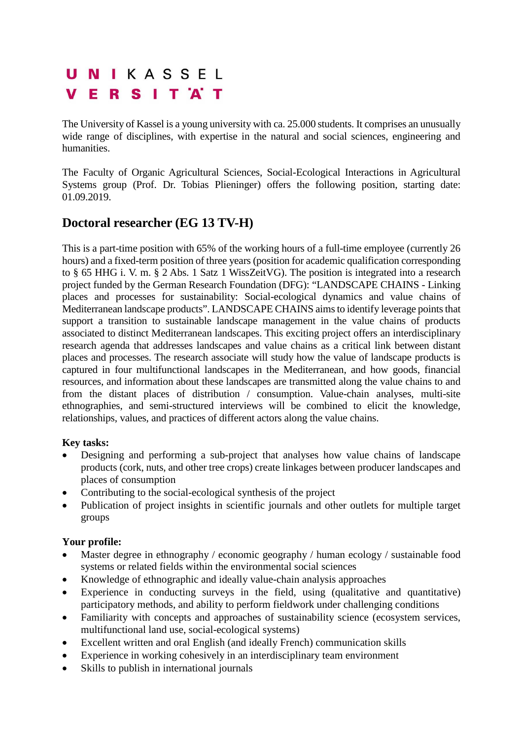UNI KASSEL VERSITÄT

The University of Kassel is a young university with ca. 25.000 students. It comprises an unusually wide range of disciplines, with expertise in the natural and social sciences, engineering and humanities.

The Faculty of Organic Agricultural Sciences, Social-Ecological Interactions in Agricultural Systems group (Prof. Dr. Tobias Plieninger) offers the following position, starting date: 01.09.2019.

## Doctoral researcher (EG 13 TV-H)

This is a part-time position with 65% of the working hours of a full-time employee (currently 26 hours) and a fixed-term position of three years (position for academic qualification corresponding to § 65 HHG i. V. m. § 2 Abs. 1 Satz 1 WissZeitVG). The position is integrated into a research project funded by the German Research Foundation (DFG): "LANDSCAPE CHAINS - Linking places and processes for sustainability: Social-ecological dynamics and value chains of Mediterranean landscape products". LANDSCAPE CHAINS aims to identify leverage points that support a transition to sustainable landscape management in the value chains of products associated to distinct Mediterranean landscapes. This exciting project offers an interdisciplinary research agenda that addresses landscapes and value chains as a critical link between distant places and processes. The research associate will study how the value of landscape products is captured in four multifunctional landscapes in the Mediterranean, and how goods, financial resources, and information about these landscapes are transmitted along the value chains to and from the distant places of distribution / consumption. Value-chain analyses, multi-site ethnographies, and semi-structured interviews will be combined to elicit the knowledge, relationships, values, and practices of different actors along the value chains.

**Key tasks:**

- Designing and performing a sub-project that analyses how value chains of landscape products (cork, nuts, and other tree crops) create linkages between producer landscapes and places of consumption
- Contributing to the social-ecological synthesis of the project
- Publication of project insights in scientific journals and other outlets for multiple target groups

**Your profile:**

- Master degree in ethnography / economic geography / human ecology / sustainable food systems or related fields within the environmental social sciences
- Knowledge of ethnographic and ideally value-chain analysis approaches
- Experience in conducting surveys in the field, using (qualitative and quantitative) participatory methods, and ability to perform fieldwork under challenging conditions
- Familiarity with concepts and approaches of sustainability science (ecosystem services, multifunctional land use, social-ecological systems)
- Excellent written and oral English (and ideally French) communication skills
- Experience in working cohesively in an interdisciplinary team environment
- Skills to publish in international journals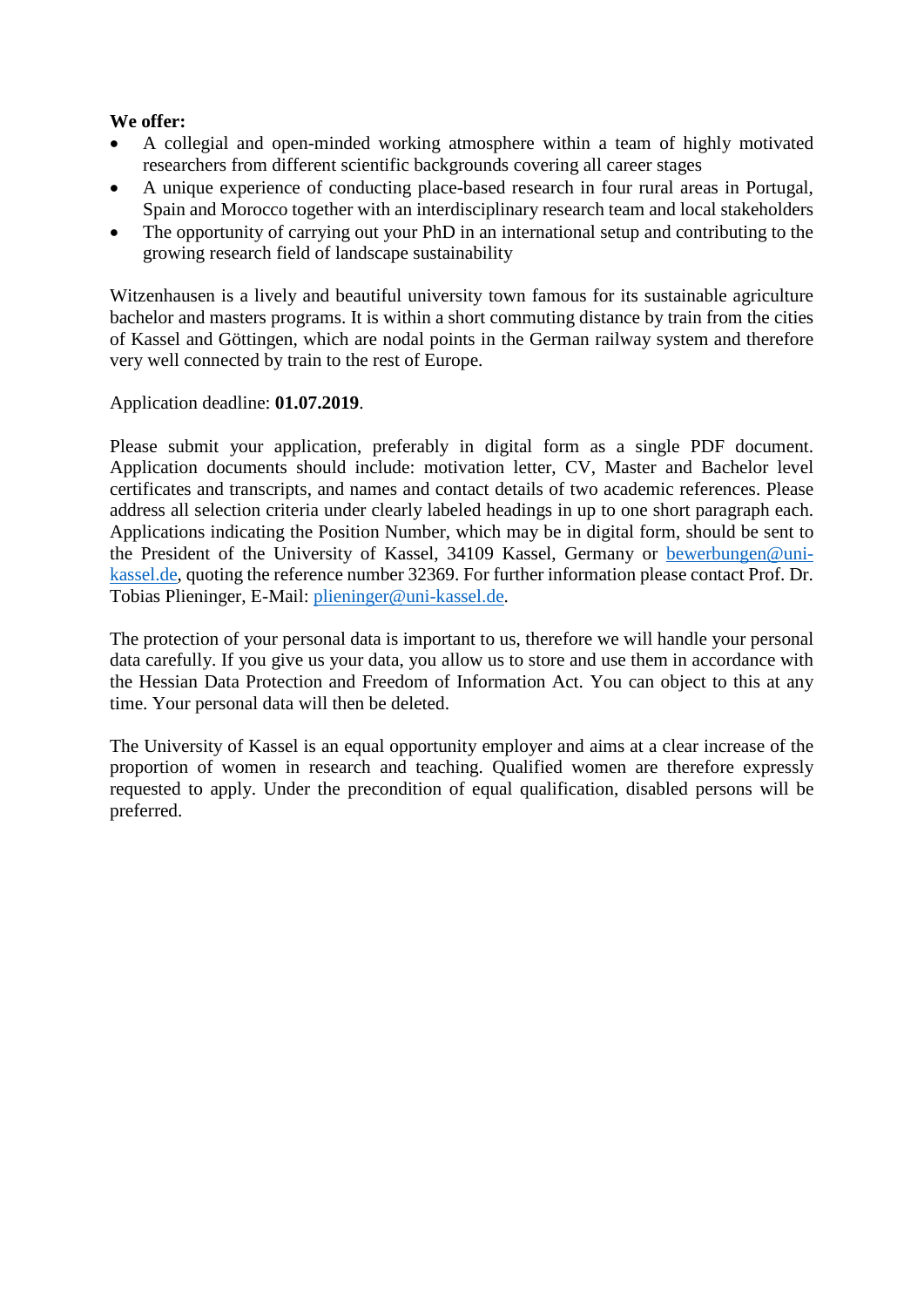**We offer:**

- A collegial and open-minded working atmosphere within a team of highly motivated researchers from different scientific backgrounds covering all career stages
- A unique experience of conducting place-based research in four rural areas in Portugal, Spain and Morocco together with an interdisciplinary research team and local stakeholders
- The opportunity of carrying out your PhD in an international setup and contributing to the growing research field of landscape sustainability

Witzenhausen is a lively and beautiful university town famous for its sustainable agriculture bachelor and masters programs. It is within a short commuting distance by train from the cities of Kassel and Göttingen, which are nodal points in the German railway system and therefore very well connected by train to the rest of Europe.

Application deadline: **01.07.2019**.

Please submit your application, preferably in digital form as a single PDF document. Application documents should include: motivation letter, CV, Master and Bachelor level certificates and transcripts, and names and contact details of two academic references. Please address all selection criteria under clearly labeled headings in up to one short paragraph each. Applications indicating the Position Number, which may be in digital form, should be sent to the President of the University of Kassel, 34109 Kassel, Germany or bewerbungen@uni-kassel.de, quoting the reference number 32369. For further information please contact Prof. Dr. Tobias Plieninger, E-Mail: plieninger@uni-kassel.de.

The protection of your personal data is important to us, therefore we will handle your personal data carefully. If you give us your data, you allow us to store and use them in accordance with the Hessian Data Protection and Freedom of Information Act. You can object to this at any time. Your personal data will then be deleted.

The University of Kassel is an equal opportunity employer and aims at a clear increase of the proportion of women in research and teaching. Qualified women are therefore expressly requested to apply. Under the precondition of equal qualification, disabled persons will be preferred.